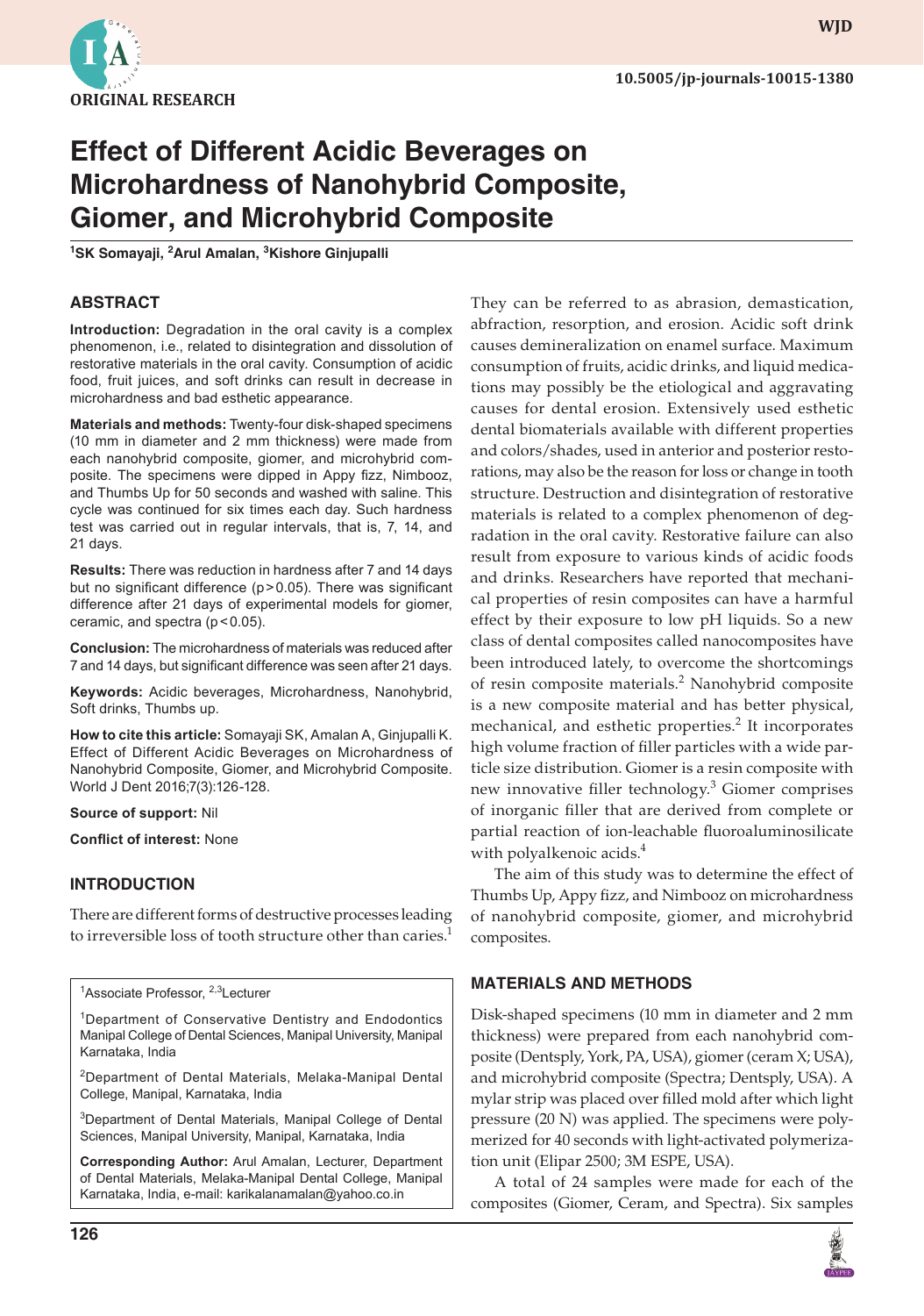ORIGINAL RESEARCH

10.5005/jp-journals-10015-1380

# Effect of Different Acidic Beverages on Microhardness of Nanohybrid Composite, Giomer, and Microhybrid Composite

[1]SK Somayaji, [2]Arul Amalan, [3]Kishore Ginjupalli

## ABSTRACT

**Introduction:** Degradation in the oral cavity is a complex phenomenon, i.e., related to disintegration and dissolution of restorative materials in the oral cavity. Consumption of acidic food, fruit juices, and soft drinks can result in decrease in microhardness and bad esthetic appearance.

**Materials and methods:** Twenty-four disk-shaped specimens (10 mm in diameter and 2 mm thickness) were made from each nanohybrid composite, giomer, and microhybrid composite. The specimens were dipped in Appy fizz, Nimbooz, and Thumbs Up for 50 seconds and washed with saline. This cycle was continued for six times each day. Such hardness test was carried out in regular intervals, that is, 7, 14, and 21 days.

**Results:** There was reduction in hardness after 7 and 14 days but no significant difference ($p > 0.05$). There was significant difference after 21 days of experimental models for giomer, ceramic, and spectra ($p < 0.05$).

**Conclusion:** The microhardness of materials was reduced after 7 and 14 days, but significant difference was seen after 21 days.

**Keywords:** Acidic beverages, Microhardness, Nanohybrid, Soft drinks, Thumbs up.

**How to cite this article:** Somayaji SK, Amalan A, Ginjupalli K. Effect of Different Acidic Beverages on Microhardness of Nanohybrid Composite, Giomer, and Microhybrid Composite. World J Dent 2016;7(3):126-128.

**Source of support:** Nil

**Conflict of interest:** None

## INTRODUCTION

There are different forms of destructive processes leading to irreversible loss of tooth structure other than caries.[1] They can be referred to as abrasion, demastication, abfraction, resorption, and erosion. Acidic soft drink causes demineralization on enamel surface. Maximum consumption of fruits, acidic drinks, and liquid medications may possibly be the etiological and aggravating causes for dental erosion. Extensively used esthetic dental biomaterials available with different properties and colors/shades, used in anterior and posterior restorations, may also be the reason for loss or change in tooth structure. Destruction and disintegration of restorative materials is related to a complex phenomenon of degradation in the oral cavity. Restorative failure can also result from exposure to various kinds of acidic foods and drinks. Researchers have reported that mechanical properties of resin composites can have a harmful effect by their exposure to low pH liquids. So a new class of dental composites called nanocomposites have been introduced lately, to overcome the shortcomings of resin composite materials.[2] Nanohybrid composite is a new composite material and has better physical, mechanical, and esthetic properties.[2] It incorporates high volume fraction of filler particles with a wide particle size distribution. Giomer is a resin composite with new innovative filler technology.[3] Giomer comprises of inorganic filler that are derived from complete or partial reaction of ion-leachable fluoroaluminosilicate with polyalkenoic acids.[4]

The aim of this study was to determine the effect of Thumbs Up, Appy fizz, and Nimbooz on microhardness of nanohybrid composite, giomer, and microhybrid composites.

## MATERIALS AND METHODS

Disk-shaped specimens (10 mm in diameter and 2 mm thickness) were prepared from each nanohybrid composite (Dentsply, York, PA, USA), giomer (ceram X; USA), and microhybrid composite (Spectra; Dentsply, USA). A mylar strip was placed over filled mold after which light pressure (20 N) was applied. The specimens were polymerized for 40 seconds with light-activated polymerization unit (Elipar 2500; 3M ESPE, USA).

A total of 24 samples were made for each of the composites (Giomer, Ceram, and Spectra). Six samples

[1]Associate Professor, [2,3]Lecturer

[1]Department of Conservative Dentistry and Endodontics Manipal College of Dental Sciences, Manipal University, Manipal Karnataka, India

[2]Department of Dental Materials, Melaka-Manipal Dental College, Manipal, Karnataka, India

[3]Department of Dental Materials, Manipal College of Dental Sciences, Manipal University, Manipal, Karnataka, India

**Corresponding Author:** Arul Amalan, Lecturer, Department of Dental Materials, Melaka-Manipal Dental College, Manipal Karnataka, India, e-mail: karikalanamalan@yahoo.co.in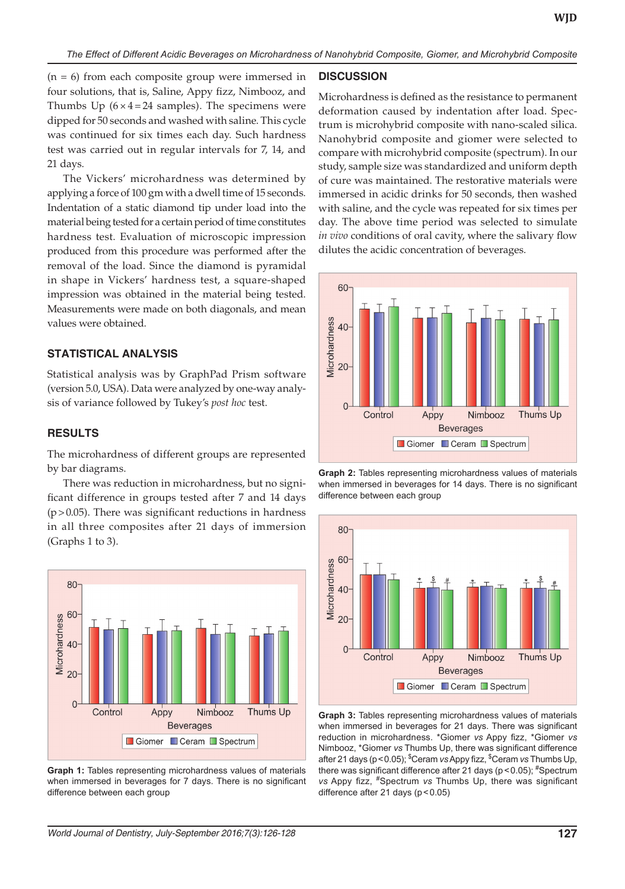(n = 6) from each composite group were immersed in four solutions, that is, Saline, Appy fizz, Nimbooz, and Thumbs Up ($6 \times 4 = 24$ samples). The specimens were dipped for 50 seconds and washed with saline. This cycle was continued for six times each day. Such hardness test was carried out in regular intervals for 7, 14, and 21 days.

The Vickers' microhardness was determined by applying a force of 100 gm with a dwell time of 15 seconds. Indentation of a static diamond tip under load into the material being tested for a certain period of time constitutes hardness test. Evaluation of microscopic impression produced from this procedure was performed after the removal of the load. Since the diamond is pyramidal in shape in Vickers' hardness test, a square-shaped impression was obtained in the material being tested. Measurements were made on both diagonals, and mean values were obtained.

## STATISTICAL ANALYSIS

Statistical analysis was by GraphPad Prism software (version 5.0, USA). Data were analyzed by one-way analysis of variance followed by Tukey's *post hoc* test.

## RESULTS

The microhardness of different groups are represented by bar diagrams.

There was reduction in microhardness, but no significant difference in groups tested after 7 and 14 days ($p > 0.05$). There was significant reductions in hardness in all three composites after 21 days of immersion (Graphs 1 to 3).

**Graph 1:** Tables representing microhardness values of materials when immersed in beverages for 7 days. There is no significant difference between each group

## DISCUSSION

Microhardness is defined as the resistance to permanent deformation caused by indentation after load. Spectrum is microhybrid composite with nano-scaled silica. Nanohybrid composite and giomer were selected to compare with microhybrid composite (spectrum). In our study, sample size was standardized and uniform depth of cure was maintained. The restorative materials were immersed in acidic drinks for 50 seconds, then washed with saline, and the cycle was repeated for six times per day. The above time period was selected to simulate *in vivo* conditions of oral cavity, where the salivary flow dilutes the acidic concentration of beverages.

**Graph 2:** Tables representing microhardness values of materials when immersed in beverages for 14 days. There is no significant difference between each group

**Graph 3:** Tables representing microhardness values of materials when immersed in beverages for 21 days. There was significant reduction in microhardness. *Giomer *vs* Appy fizz, *Giomer *vs* Nimbooz, *Giomer *vs* Thumbs Up, there was significant difference after 21 days ($p < 0.05$); $Ceram *vs* Appy fizz, $Ceram *vs* Thumbs Up, there was significant difference after 21 days ($p < 0.05$); #Spectrum *vs* Appy fizz, #Spectrum *vs* Thumbs Up, there was significant difference after 21 days ($p < 0.05$)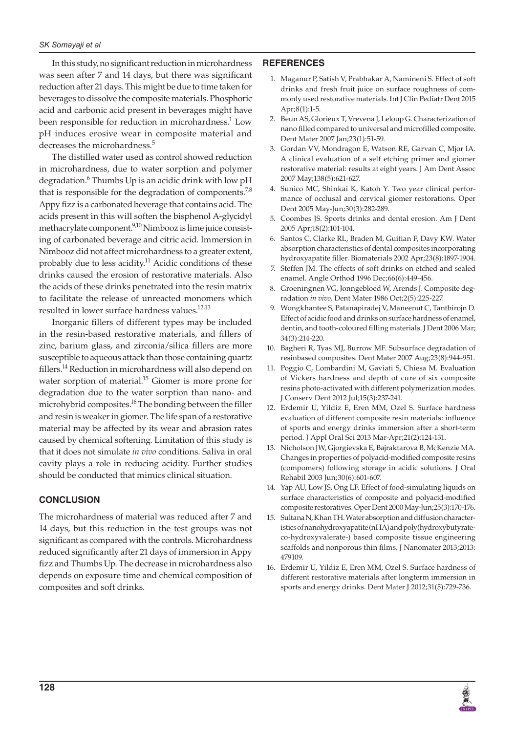In this study, no significant reduction in microhardness was seen after 7 and 14 days, but there was significant reduction after 21 days. This might be due to time taken for beverages to dissolve the composite materials. Phosphoric acid and carbonic acid present in beverages might have been responsible for reduction in microhardness.[1] Low pH induces erosive wear in composite material and decreases the microhardness.[5]

The distilled water used as control showed reduction in microhardness, due to water sorption and polymer degradation.[6] Thumbs Up is an acidic drink with low pH that is responsible for the degradation of components.[7,8] Appy fizz is a carbonated beverage that contains acid. The acids present in this will soften the bisphenol A-glycidyl methacrylate component.[9,10] Nimbooz is lime juice consisting of carbonated beverage and citric acid. Immersion in Nimbooz did not affect microhardness to a greater extent, probably due to less acidity.[11] Acidic conditions of these drinks caused the erosion of restorative materials. Also the acids of these drinks penetrated into the resin matrix to facilitate the release of unreacted monomers which resulted in lower surface hardness values.[12,13]

Inorganic fillers of different types may be included in the resin-based restorative materials, and fillers of zinc, barium glass, and zirconia/silica fillers are more susceptible to aqueous attack than those containing quartz fillers.[14] Reduction in microhardness will also depend on water sorption of material.[15] Giomer is more prone for degradation due to the water sorption than nano- and microhybrid composites.[16] The bonding between the filler and resin is weaker in giomer. The life span of a restorative material may be affected by its wear and abrasion rates caused by chemical softening. Limitation of this study is that it does not simulate *in vivo* conditions. Saliva in oral cavity plays a role in reducing acidity. Further studies should be conducted that mimics clinical situation.

## CONCLUSION

The microhardness of material was reduced after 7 and 14 days, but this reduction in the test groups was not significant as compared with the controls. Microhardness reduced significantly after 21 days of immersion in Appy fizz and Thumbs Up. The decrease in microhardness also depends on exposure time and chemical composition of composites and soft drinks.

## REFERENCES

1. Maganur P, Satish V, Prabhakar A, Namineni S. Effect of soft drinks and fresh fruit juice on surface roughness of commonly used restorative materials. Int J Clin Pediatr Dent 2015 Apr;8(1):1-5.
2. Beun AS, Glorieux T, Vrevena J, Leloup G. Characterization of nano filled compared to universal and microfilled composite. Dent Mater 2007 Jan;23(1):51-59.
3. Gordan VV, Mondragon E, Watson RE, Garvan C, Mjor IA. A clinical evaluation of a self etching primer and giomer restorative material: results at eight years. J Am Dent Assoc 2007 May;138(5):621-627.
4. Sunico MC, Shinkai K, Katoh Y. Two year clinical performance of occlusal and cervical giomer restorations. Oper Dent 2005 May-Jun;30(3):282-289.
5. Coombes JS. Sports drinks and dental erosion. Am J Dent 2005 Apr;18(2):101-104.
6. Santos C, Clarke RL, Braden M, Guitian F, Davy KW. Water absorption characteristics of dental composites incorporating hydroxyapatite filler. Biomaterials 2002 Apr;23(8):1897-1904.
7. Steffen JM. The effects of soft drinks on etched and sealed enamel. Angle Orthod 1996 Dec;66(6):449-456.
8. Groeningnen VG, Jonngebloed W, Arends J. Composite degradation *in vivo*. Dent Mater 1986 Oct;2(5):225-227.
9. Wongkhantee S, Patanapiradej V, Maneenut C, Tantbirojn D. Effect of acidic food and drinks on surface hardness of enamel, dentin, and tooth-coloured filling materials. J Dent 2006 Mar; 34(3):214-220.
10. Bagheri R, Tyas MJ, Burrow MF. Subsurface degradation of resinbased composites. Dent Mater 2007 Aug;23(8):944-951.
11. Poggio C, Lombardini M, Gaviati S, Chiesa M. Evaluation of Vickers hardness and depth of cure of six composite resins photo-activated with different polymerization modes. J Conserv Dent 2012 Jul;15(3):237-241.
12. Erdemir U, Yildiz E, Eren MM, Ozel S. Surface hardness evaluation of different composite resin materials: influence of sports and energy drinks immersion after a short-term period. J Appl Oral Sci 2013 Mar-Apr;21(2):124-131.
13. Nicholson JW, Gjorgievska E, Bajraktarova B, McKenzie MA. Changes in properties of polyacid-modified composite resins (compomers) following storage in acidic solutions. J Oral Rehabil 2003 Jun;30(6):601-607.
14. Yap AU, Low JS, Ong LF. Effect of food-simulating liquids on surface characteristics of composite and polyacid-modified composite restoratives. Oper Dent 2000 May-Jun;25(3):170-176.
15. Sultana N, Khan TH. Water absorption and diffusion characteristics of nanohydroxyapatite (nHA) and poly(hydroxybutyrate-co-hydroxyvalerate-) based composite tissue engineering scaffolds and nonporous thin films. J Nanomater 2013;2013: 479109.
16. Erdemir U, Yildiz E, Eren MM, Ozel S. Surface hardness of different restorative materials after longterm immersion in sports and energy drinks. Dent Mater J 2012;31(5):729-736.